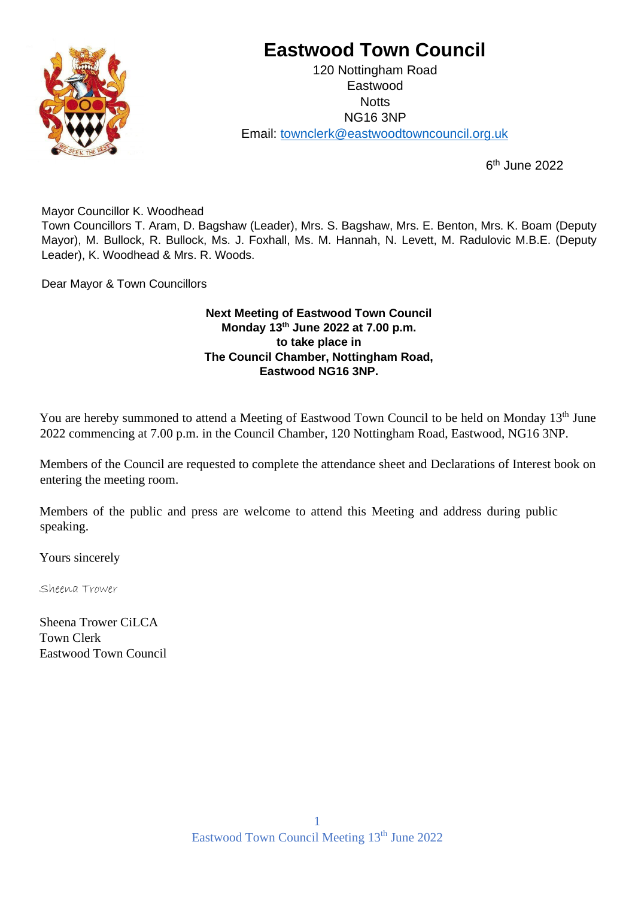# Eastwood Town Council

120 Nottingham Road
Eastwood
Notts
NG16 3NP
Email: townclerk@eastwoodtowncouncil.org.uk

6th June 2022

Mayor Councillor K. Woodhead
Town Councillors T. Aram, D. Bagshaw (Leader), Mrs. S. Bagshaw, Mrs. E. Benton, Mrs. K. Boam (Deputy Mayor), M. Bullock, R. Bullock, Ms. J. Foxhall, Ms. M. Hannah, N. Levett, M. Radulovic M.B.E. (Deputy Leader), K. Woodhead & Mrs. R. Woods.

Dear Mayor & Town Councillors

**Next Meeting of Eastwood Town Council**
**Monday 13th June 2022 at 7.00 p.m.**
**to take place in**
**The Council Chamber, Nottingham Road,**
**Eastwood NG16 3NP.**

You are hereby summoned to attend a Meeting of Eastwood Town Council to be held on Monday 13th June 2022 commencing at 7.00 p.m. in the Council Chamber, 120 Nottingham Road, Eastwood, NG16 3NP.

Members of the Council are requested to complete the attendance sheet and Declarations of Interest book on entering the meeting room.

Members of the public and press are welcome to attend this Meeting and address during public speaking.

Yours sincerely

*Sheena Trower*

Sheena Trower CiLCA
Town Clerk
Eastwood Town Council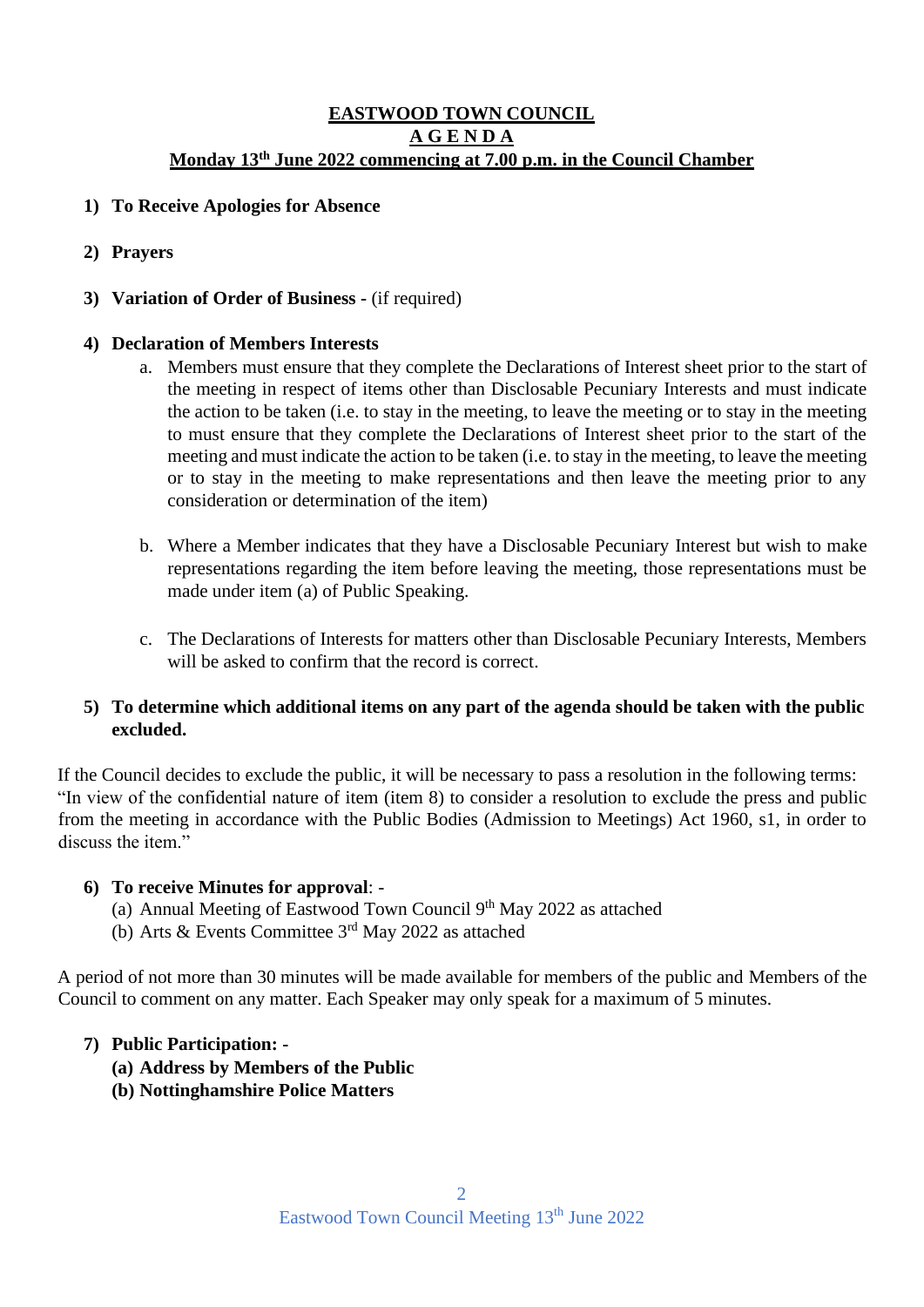# EASTWOOD TOWN COUNCIL

## A G E N D A

### Monday 13th June 2022 commencing at 7.00 p.m. in the Council Chamber

1) **To Receive Apologies for Absence**

2) **Prayers**

3) **Variation of Order of Business** - (if required)

4) **Declaration of Members Interests**
   a. Members must ensure that they complete the Declarations of Interest sheet prior to the start of the meeting in respect of items other than Disclosable Pecuniary Interests and must indicate the action to be taken (i.e. to stay in the meeting, to leave the meeting or to stay in the meeting to must ensure that they complete the Declarations of Interest sheet prior to the start of the meeting and must indicate the action to be taken (i.e. to stay in the meeting, to leave the meeting or to stay in the meeting to make representations and then leave the meeting prior to any consideration or determination of the item)

   b. Where a Member indicates that they have a Disclosable Pecuniary Interest but wish to make representations regarding the item before leaving the meeting, those representations must be made under item (a) of Public Speaking.

   c. The Declarations of Interests for matters other than Disclosable Pecuniary Interests, Members will be asked to confirm that the record is correct.

5) **To determine which additional items on any part of the agenda should be taken with the public excluded.**

If the Council decides to exclude the public, it will be necessary to pass a resolution in the following terms: "In view of the confidential nature of item (item 8) to consider a resolution to exclude the press and public from the meeting in accordance with the Public Bodies (Admission to Meetings) Act 1960, s1, in order to discuss the item."

6) **To receive Minutes for approval**: -
   (a) Annual Meeting of Eastwood Town Council 9th May 2022 as attached
   (b) Arts & Events Committee 3rd May 2022 as attached

A period of not more than 30 minutes will be made available for members of the public and Members of the Council to comment on any matter. Each Speaker may only speak for a maximum of 5 minutes.

7) **Public Participation: -**
   **(a) Address by Members of the Public**
   **(b) Nottinghamshire Police Matters**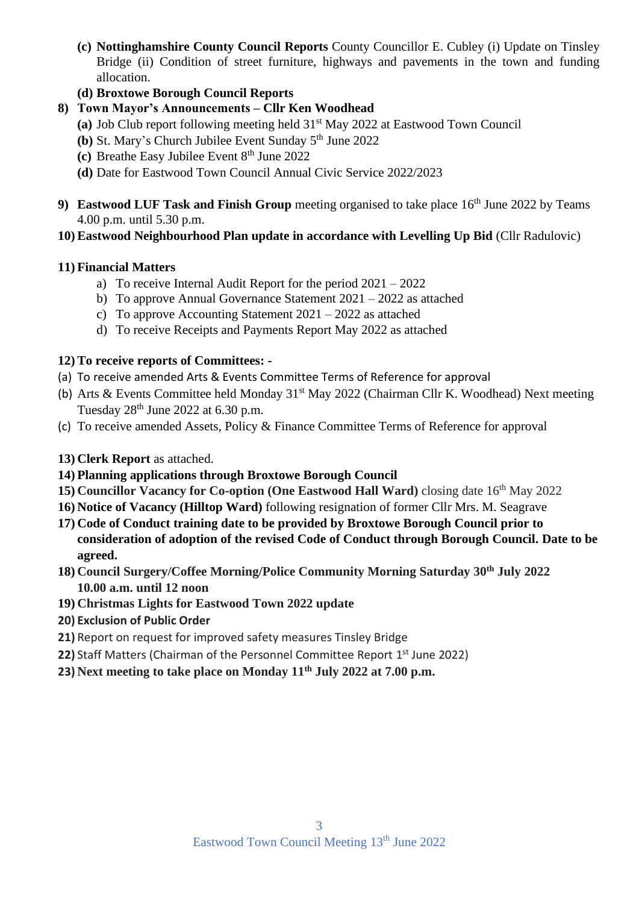- **(c) Nottinghamshire County Council Reports** County Councillor E. Cubley (i) Update on Tinsley Bridge (ii) Condition of street furniture, highways and pavements in the town and funding allocation.
- **(d) Broxtowe Borough Council Reports**

**8) Town Mayor's Announcements – Cllr Ken Woodhead**

- **(a)** Job Club report following meeting held 31st May 2022 at Eastwood Town Council
- **(b)** St. Mary's Church Jubilee Event Sunday 5th June 2022
- **(c)** Breathe Easy Jubilee Event 8th June 2022
- **(d)** Date for Eastwood Town Council Annual Civic Service 2022/2023

**9) Eastwood LUF Task and Finish Group** meeting organised to take place 16th June 2022 by Teams 4.00 p.m. until 5.30 p.m.

**10) Eastwood Neighbourhood Plan update in accordance with Levelling Up Bid** (Cllr Radulovic)

**11) Financial Matters**

a) To receive Internal Audit Report for the period 2021 – 2022
b) To approve Annual Governance Statement 2021 – 2022 as attached
c) To approve Accounting Statement 2021 – 2022 as attached
d) To receive Receipts and Payments Report May 2022 as attached

**12) To receive reports of Committees: -**

(a) To receive amended Arts & Events Committee Terms of Reference for approval
(b) Arts & Events Committee held Monday 31st May 2022 (Chairman Cllr K. Woodhead) Next meeting Tuesday 28th June 2022 at 6.30 p.m.
(c) To receive amended Assets, Policy & Finance Committee Terms of Reference for approval

**13) Clerk Report** as attached.

**14) Planning applications through Broxtowe Borough Council**

**15) Councillor Vacancy for Co-option (One Eastwood Hall Ward)** closing date 16th May 2022

**16) Notice of Vacancy (Hilltop Ward)** following resignation of former Cllr Mrs. M. Seagrave

**17) Code of Conduct training date to be provided by Broxtowe Borough Council prior to consideration of adoption of the revised Code of Conduct through Borough Council. Date to be agreed.**

**18) Council Surgery/Coffee Morning/Police Community Morning Saturday 30th July 2022 10.00 a.m. until 12 noon**

**19) Christmas Lights for Eastwood Town 2022 update**

**20) Exclusion of Public Order**

**21)** Report on request for improved safety measures Tinsley Bridge

**22)** Staff Matters (Chairman of the Personnel Committee Report 1st June 2022)

**23) Next meeting to take place on Monday 11th July 2022 at 7.00 p.m.**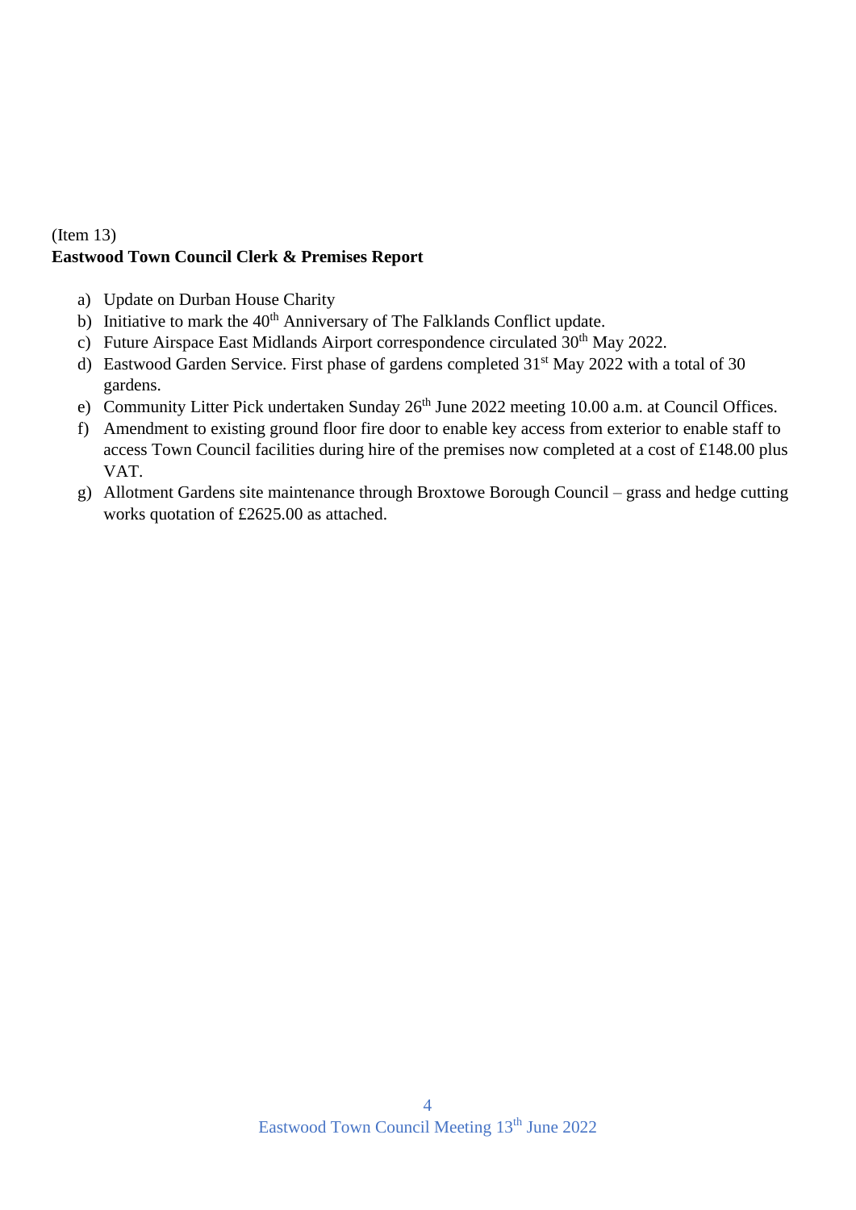(Item 13)

**Eastwood Town Council Clerk & Premises Report**

a) Update on Durban House Charity
b) Initiative to mark the 40th Anniversary of The Falklands Conflict update.
c) Future Airspace East Midlands Airport correspondence circulated 30th May 2022.
d) Eastwood Garden Service. First phase of gardens completed 31st May 2022 with a total of 30 gardens.
e) Community Litter Pick undertaken Sunday 26th June 2022 meeting 10.00 a.m. at Council Offices.
f) Amendment to existing ground floor fire door to enable key access from exterior to enable staff to access Town Council facilities during hire of the premises now completed at a cost of £148.00 plus VAT.
g) Allotment Gardens site maintenance through Broxtowe Borough Council – grass and hedge cutting works quotation of £2625.00 as attached.